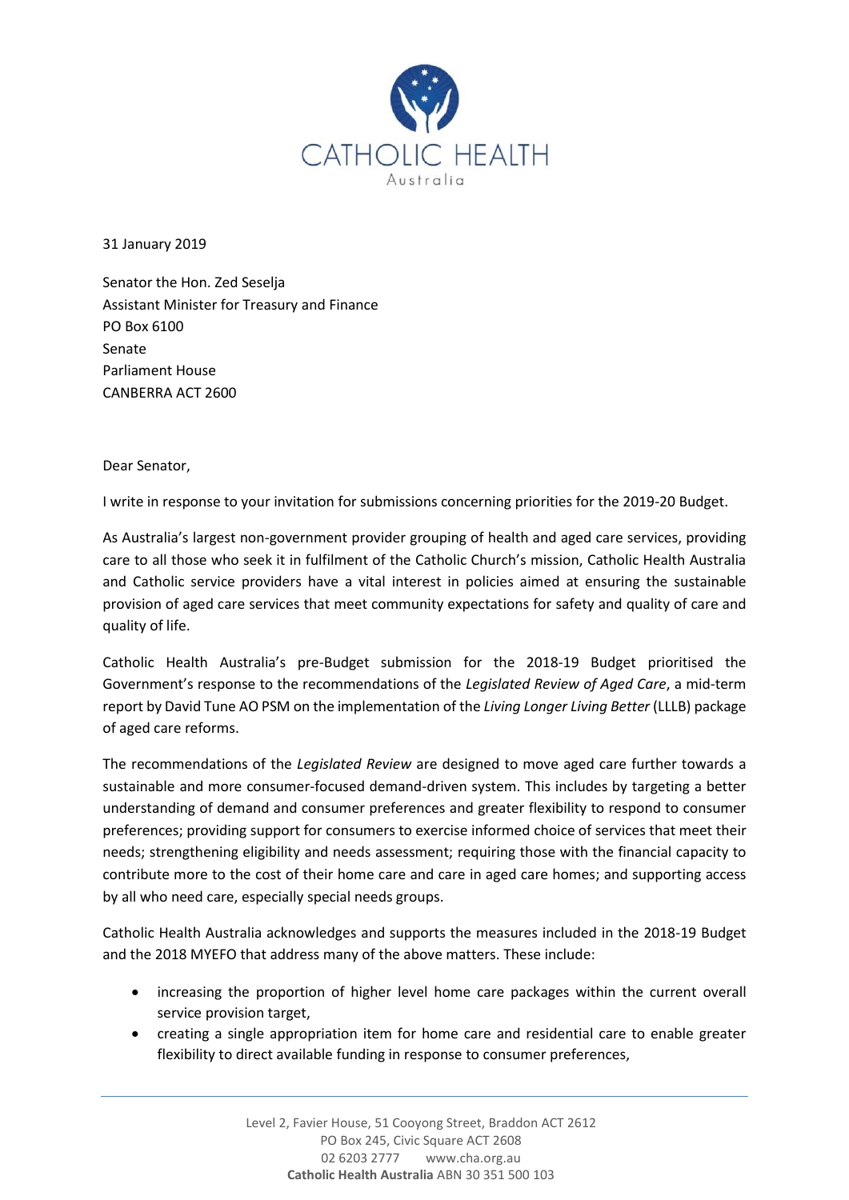CATHOLIC HEALTH

Australia

31 January 2019

Senator the Hon. Zed Seselja
Assistant Minister for Treasury and Finance
PO Box 6100
Senate
Parliament House
CANBERRA ACT 2600

Dear Senator,

I write in response to your invitation for submissions concerning priorities for the 2019-20 Budget.

As Australia's largest non-government provider grouping of health and aged care services, providing care to all those who seek it in fulfilment of the Catholic Church's mission, Catholic Health Australia and Catholic service providers have a vital interest in policies aimed at ensuring the sustainable provision of aged care services that meet community expectations for safety and quality of care and quality of life.

Catholic Health Australia's pre-Budget submission for the 2018-19 Budget prioritised the Government's response to the recommendations of the *Legislated Review of Aged Care*, a mid-term report by David Tune AO PSM on the implementation of the *Living Longer Living Better* (LLLB) package of aged care reforms.

The recommendations of the *Legislated Review* are designed to move aged care further towards a sustainable and more consumer-focused demand-driven system. This includes by targeting a better understanding of demand and consumer preferences and greater flexibility to respond to consumer preferences; providing support for consumers to exercise informed choice of services that meet their needs; strengthening eligibility and needs assessment; requiring those with the financial capacity to contribute more to the cost of their home care and care in aged care homes; and supporting access by all who need care, especially special needs groups.

Catholic Health Australia acknowledges and supports the measures included in the 2018-19 Budget and the 2018 MYEFO that address many of the above matters. These include:

- increasing the proportion of higher level home care packages within the current overall service provision target,
- creating a single appropriation item for home care and residential care to enable greater flexibility to direct available funding in response to consumer preferences,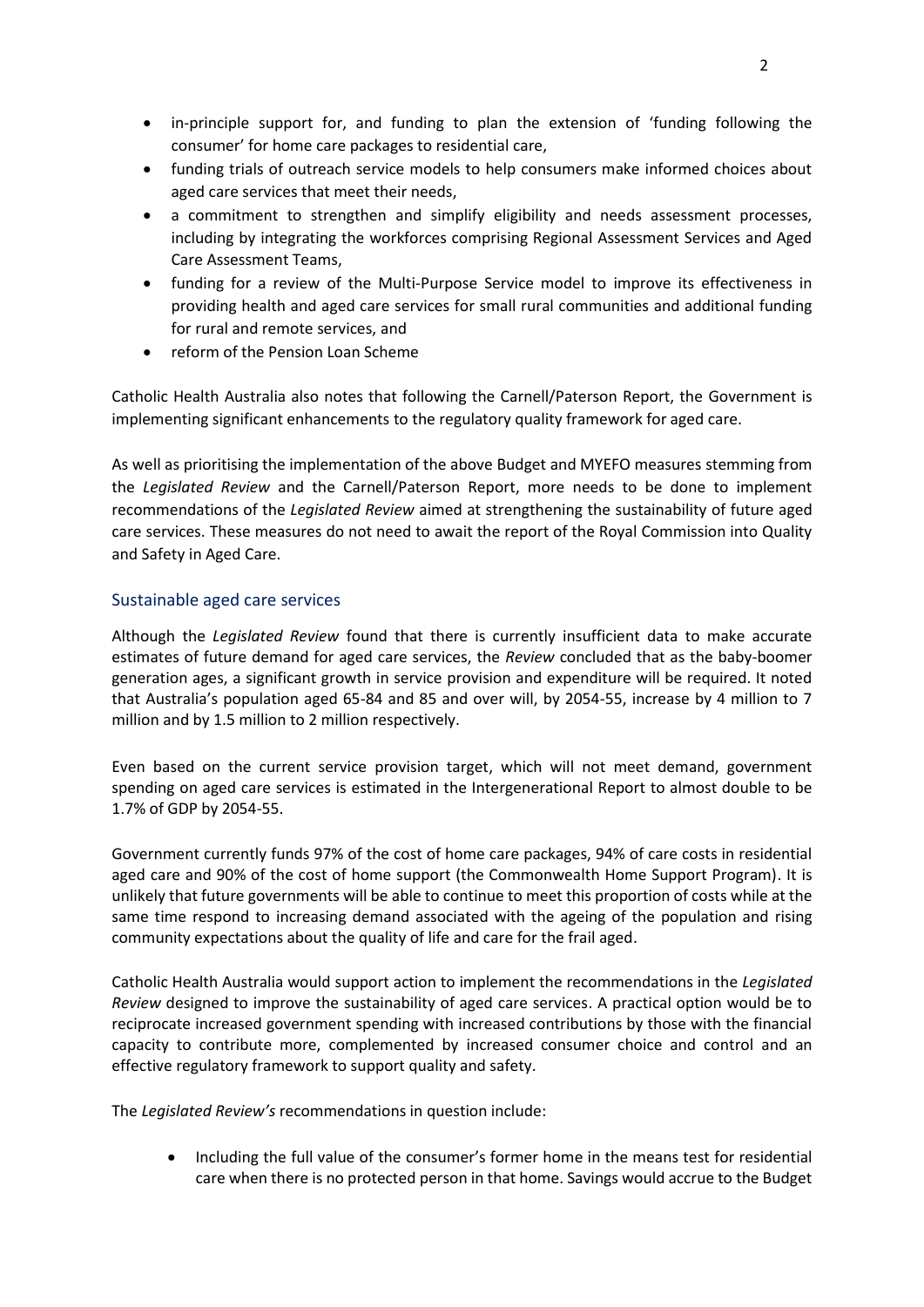- in-principle support for, and funding to plan the extension of 'funding following the consumer' for home care packages to residential care,
- funding trials of outreach service models to help consumers make informed choices about aged care services that meet their needs,
- a commitment to strengthen and simplify eligibility and needs assessment processes, including by integrating the workforces comprising Regional Assessment Services and Aged Care Assessment Teams,
- funding for a review of the Multi-Purpose Service model to improve its effectiveness in providing health and aged care services for small rural communities and additional funding for rural and remote services, and
- reform of the Pension Loan Scheme

Catholic Health Australia also notes that following the Carnell/Paterson Report, the Government is implementing significant enhancements to the regulatory quality framework for aged care.

As well as prioritising the implementation of the above Budget and MYEFO measures stemming from the *Legislated Review* and the Carnell/Paterson Report, more needs to be done to implement recommendations of the *Legislated Review* aimed at strengthening the sustainability of future aged care services. These measures do not need to await the report of the Royal Commission into Quality and Safety in Aged Care.

## Sustainable aged care services

Although the *Legislated Review* found that there is currently insufficient data to make accurate estimates of future demand for aged care services, the *Review* concluded that as the baby-boomer generation ages, a significant growth in service provision and expenditure will be required. It noted that Australia's population aged 65-84 and 85 and over will, by 2054-55, increase by 4 million to 7 million and by 1.5 million to 2 million respectively.

Even based on the current service provision target, which will not meet demand, government spending on aged care services is estimated in the Intergenerational Report to almost double to be 1.7% of GDP by 2054-55.

Government currently funds 97% of the cost of home care packages, 94% of care costs in residential aged care and 90% of the cost of home support (the Commonwealth Home Support Program). It is unlikely that future governments will be able to continue to meet this proportion of costs while at the same time respond to increasing demand associated with the ageing of the population and rising community expectations about the quality of life and care for the frail aged.

Catholic Health Australia would support action to implement the recommendations in the *Legislated Review* designed to improve the sustainability of aged care services. A practical option would be to reciprocate increased government spending with increased contributions by those with the financial capacity to contribute more, complemented by increased consumer choice and control and an effective regulatory framework to support quality and safety.

The *Legislated Review's* recommendations in question include:

- Including the full value of the consumer's former home in the means test for residential care when there is no protected person in that home. Savings would accrue to the Budget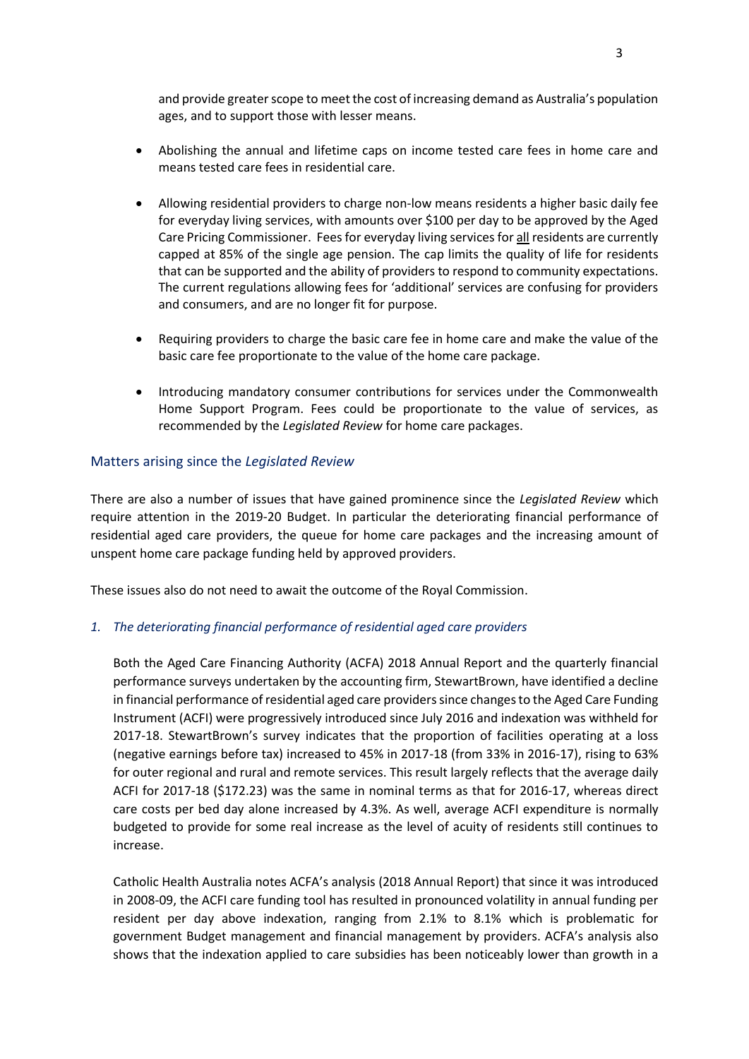and provide greater scope to meet the cost of increasing demand as Australia's population ages, and to support those with lesser means.

- Abolishing the annual and lifetime caps on income tested care fees in home care and means tested care fees in residential care.

- Allowing residential providers to charge non-low means residents a higher basic daily fee for everyday living services, with amounts over $100 per day to be approved by the Aged Care Pricing Commissioner. Fees for everyday living services for <u>all</u> residents are currently capped at 85% of the single age pension. The cap limits the quality of life for residents that can be supported and the ability of providers to respond to community expectations. The current regulations allowing fees for 'additional' services are confusing for providers and consumers, and are no longer fit for purpose.

- Requiring providers to charge the basic care fee in home care and make the value of the basic care fee proportionate to the value of the home care package.

- Introducing mandatory consumer contributions for services under the Commonwealth Home Support Program. Fees could be proportionate to the value of services, as recommended by the *Legislated Review* for home care packages.

## Matters arising since the *Legislated Review*

There are also a number of issues that have gained prominence since the *Legislated Review* which require attention in the 2019-20 Budget. In particular the deteriorating financial performance of residential aged care providers, the queue for home care packages and the increasing amount of unspent home care package funding held by approved providers.

These issues also do not need to await the outcome of the Royal Commission.

### *1. The deteriorating financial performance of residential aged care providers*

Both the Aged Care Financing Authority (ACFA) 2018 Annual Report and the quarterly financial performance surveys undertaken by the accounting firm, StewartBrown, have identified a decline in financial performance of residential aged care providers since changes to the Aged Care Funding Instrument (ACFI) were progressively introduced since July 2016 and indexation was withheld for 2017-18. StewartBrown's survey indicates that the proportion of facilities operating at a loss (negative earnings before tax) increased to 45% in 2017-18 (from 33% in 2016-17), rising to 63% for outer regional and rural and remote services. This result largely reflects that the average daily ACFI for 2017-18 ($172.23) was the same in nominal terms as that for 2016-17, whereas direct care costs per bed day alone increased by 4.3%. As well, average ACFI expenditure is normally budgeted to provide for some real increase as the level of acuity of residents still continues to increase.

Catholic Health Australia notes ACFA's analysis (2018 Annual Report) that since it was introduced in 2008-09, the ACFI care funding tool has resulted in pronounced volatility in annual funding per resident per day above indexation, ranging from 2.1% to 8.1% which is problematic for government Budget management and financial management by providers. ACFA's analysis also shows that the indexation applied to care subsidies has been noticeably lower than growth in a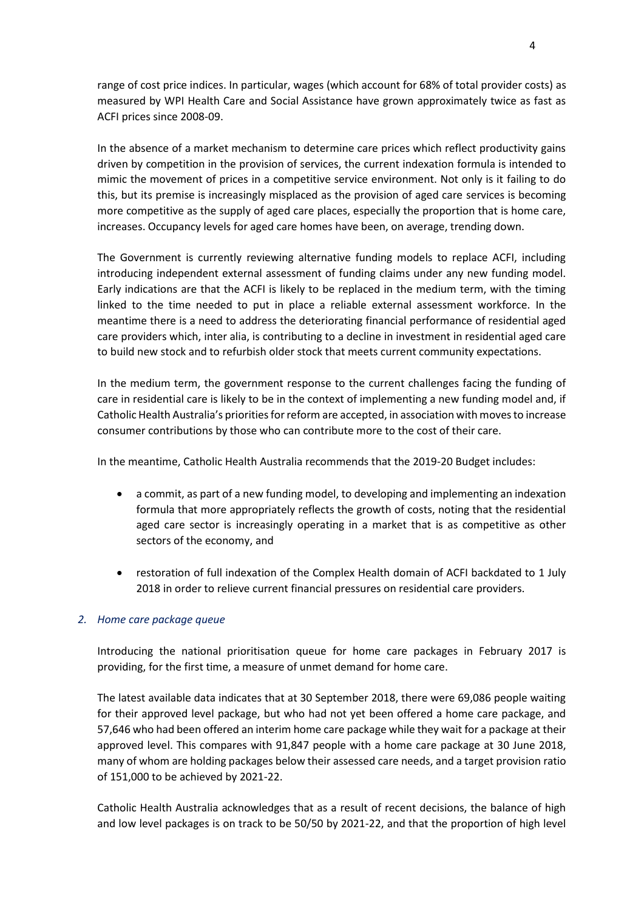range of cost price indices. In particular, wages (which account for 68% of total provider costs) as measured by WPI Health Care and Social Assistance have grown approximately twice as fast as ACFI prices since 2008-09.

In the absence of a market mechanism to determine care prices which reflect productivity gains driven by competition in the provision of services, the current indexation formula is intended to mimic the movement of prices in a competitive service environment. Not only is it failing to do this, but its premise is increasingly misplaced as the provision of aged care services is becoming more competitive as the supply of aged care places, especially the proportion that is home care, increases. Occupancy levels for aged care homes have been, on average, trending down.

The Government is currently reviewing alternative funding models to replace ACFI, including introducing independent external assessment of funding claims under any new funding model. Early indications are that the ACFI is likely to be replaced in the medium term, with the timing linked to the time needed to put in place a reliable external assessment workforce. In the meantime there is a need to address the deteriorating financial performance of residential aged care providers which, inter alia, is contributing to a decline in investment in residential aged care to build new stock and to refurbish older stock that meets current community expectations.

In the medium term, the government response to the current challenges facing the funding of care in residential care is likely to be in the context of implementing a new funding model and, if Catholic Health Australia's priorities for reform are accepted, in association with moves to increase consumer contributions by those who can contribute more to the cost of their care.

In the meantime, Catholic Health Australia recommends that the 2019-20 Budget includes:

- a commit, as part of a new funding model, to developing and implementing an indexation formula that more appropriately reflects the growth of costs, noting that the residential aged care sector is increasingly operating in a market that is as competitive as other sectors of the economy, and
- restoration of full indexation of the Complex Health domain of ACFI backdated to 1 July 2018 in order to relieve current financial pressures on residential care providers.

### *2. Home care package queue*

Introducing the national prioritisation queue for home care packages in February 2017 is providing, for the first time, a measure of unmet demand for home care.

The latest available data indicates that at 30 September 2018, there were 69,086 people waiting for their approved level package, but who had not yet been offered a home care package, and 57,646 who had been offered an interim home care package while they wait for a package at their approved level. This compares with 91,847 people with a home care package at 30 June 2018, many of whom are holding packages below their assessed care needs, and a target provision ratio of 151,000 to be achieved by 2021-22.

Catholic Health Australia acknowledges that as a result of recent decisions, the balance of high and low level packages is on track to be 50/50 by 2021-22, and that the proportion of high level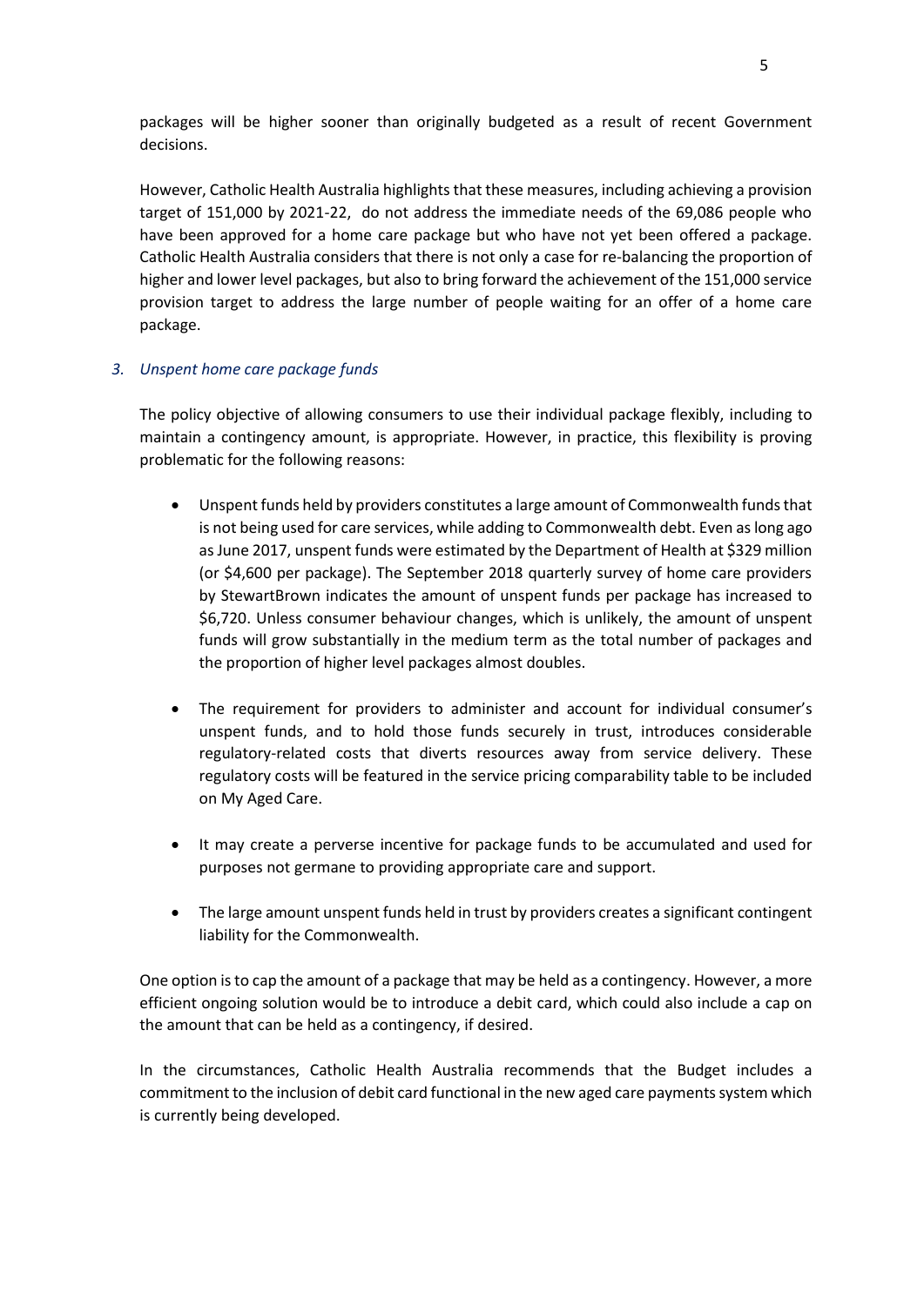packages will be higher sooner than originally budgeted as a result of recent Government decisions.

However, Catholic Health Australia highlights that these measures, including achieving a provision target of 151,000 by 2021-22, do not address the immediate needs of the 69,086 people who have been approved for a home care package but who have not yet been offered a package. Catholic Health Australia considers that there is not only a case for re-balancing the proportion of higher and lower level packages, but also to bring forward the achievement of the 151,000 service provision target to address the large number of people waiting for an offer of a home care package.

### *3. Unspent home care package funds*

The policy objective of allowing consumers to use their individual package flexibly, including to maintain a contingency amount, is appropriate. However, in practice, this flexibility is proving problematic for the following reasons:

- Unspent funds held by providers constitutes a large amount of Commonwealth funds that is not being used for care services, while adding to Commonwealth debt. Even as long ago as June 2017, unspent funds were estimated by the Department of Health at $329 million (or $4,600 per package). The September 2018 quarterly survey of home care providers by StewartBrown indicates the amount of unspent funds per package has increased to $6,720. Unless consumer behaviour changes, which is unlikely, the amount of unspent funds will grow substantially in the medium term as the total number of packages and the proportion of higher level packages almost doubles.

- The requirement for providers to administer and account for individual consumer's unspent funds, and to hold those funds securely in trust, introduces considerable regulatory-related costs that diverts resources away from service delivery. These regulatory costs will be featured in the service pricing comparability table to be included on My Aged Care.

- It may create a perverse incentive for package funds to be accumulated and used for purposes not germane to providing appropriate care and support.

- The large amount unspent funds held in trust by providers creates a significant contingent liability for the Commonwealth.

One option is to cap the amount of a package that may be held as a contingency. However, a more efficient ongoing solution would be to introduce a debit card, which could also include a cap on the amount that can be held as a contingency, if desired.

In the circumstances, Catholic Health Australia recommends that the Budget includes a commitment to the inclusion of debit card functional in the new aged care payments system which is currently being developed.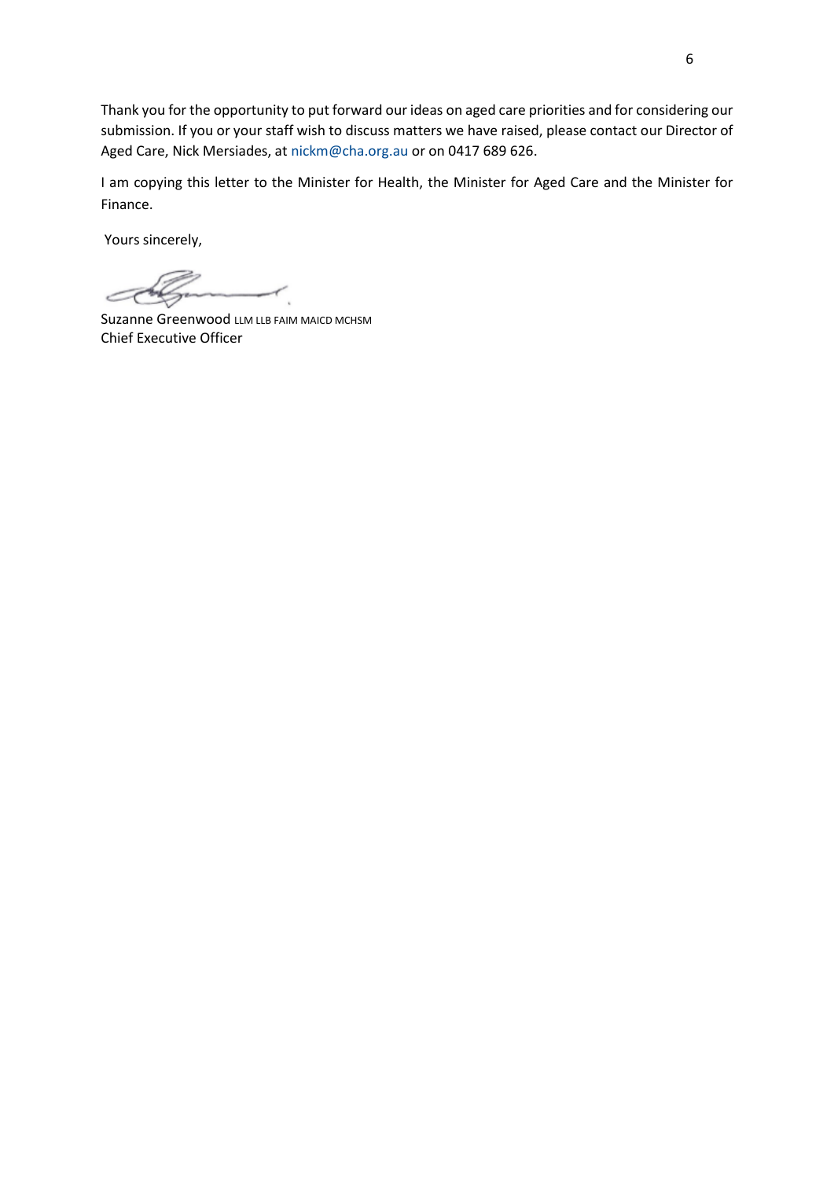Thank you for the opportunity to put forward our ideas on aged care priorities and for considering our submission. If you or your staff wish to discuss matters we have raised, please contact our Director of Aged Care, Nick Mersiades, at nickm@cha.org.au or on 0417 689 626.

I am copying this letter to the Minister for Health, the Minister for Aged Care and the Minister for Finance.

Yours sincerely,

Suzanne Greenwood LLM LLB FAIM MAICD MCHSM
Chief Executive Officer